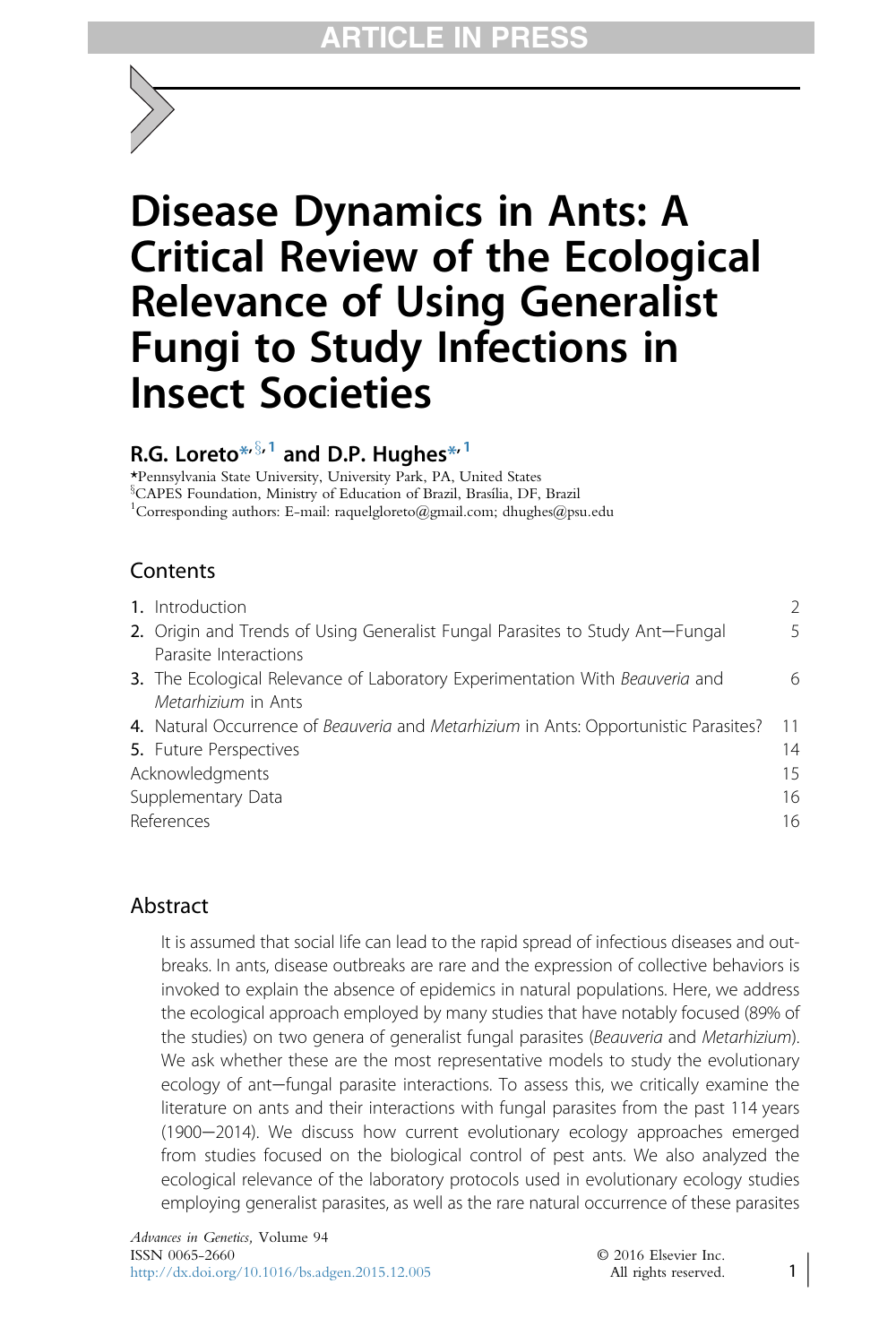# Disease Dynamics in Ants: A Critical Review of the Ecological Relevance of Using Generalist Fungi to Study Infections in Insect Societies

**R.G. Loreto[\*,§,1] and D.P. Hughes[\*,1]**

[\*]Pennsylvania State University, University Park, PA, United States
[§]CAPES Foundation, Ministry of Education of Brazil, Brasília, DF, Brazil
[1]Corresponding authors: E-mail: raquelgloreto@gmail.com; dhughes@psu.edu

## Contents

| | |
|---|---|
| 1. Introduction | 2 |
| 2. Origin and Trends of Using Generalist Fungal Parasites to Study Ant–Fungal Parasite Interactions | 5 |
| 3. The Ecological Relevance of Laboratory Experimentation With *Beauveria* and *Metarhizium* in Ants | 6 |
| 4. Natural Occurrence of *Beauveria* and *Metarhizium* in Ants: Opportunistic Parasites? | 11 |
| 5. Future Perspectives | 14 |
| Acknowledgments | 15 |
| Supplementary Data | 16 |
| References | 16 |

## Abstract

It is assumed that social life can lead to the rapid spread of infectious diseases and outbreaks. In ants, disease outbreaks are rare and the expression of collective behaviors is invoked to explain the absence of epidemics in natural populations. Here, we address the ecological approach employed by many studies that have notably focused (89% of the studies) on two genera of generalist fungal parasites (*Beauveria* and *Metarhizium*). We ask whether these are the most representative models to study the evolutionary ecology of ant–fungal parasite interactions. To assess this, we critically examine the literature on ants and their interactions with fungal parasites from the past 114 years (1900–2014). We discuss how current evolutionary ecology approaches emerged from studies focused on the biological control of pest ants. We also analyzed the ecological relevance of the laboratory protocols used in evolutionary ecology studies employing generalist parasites, as well as the rare natural occurrence of these parasites

*Advances in Genetics*, Volume 94
ISSN 0065-2660
http://dx.doi.org/10.1016/bs.adgen.2015.12.005

© 2016 Elsevier Inc.
All rights reserved.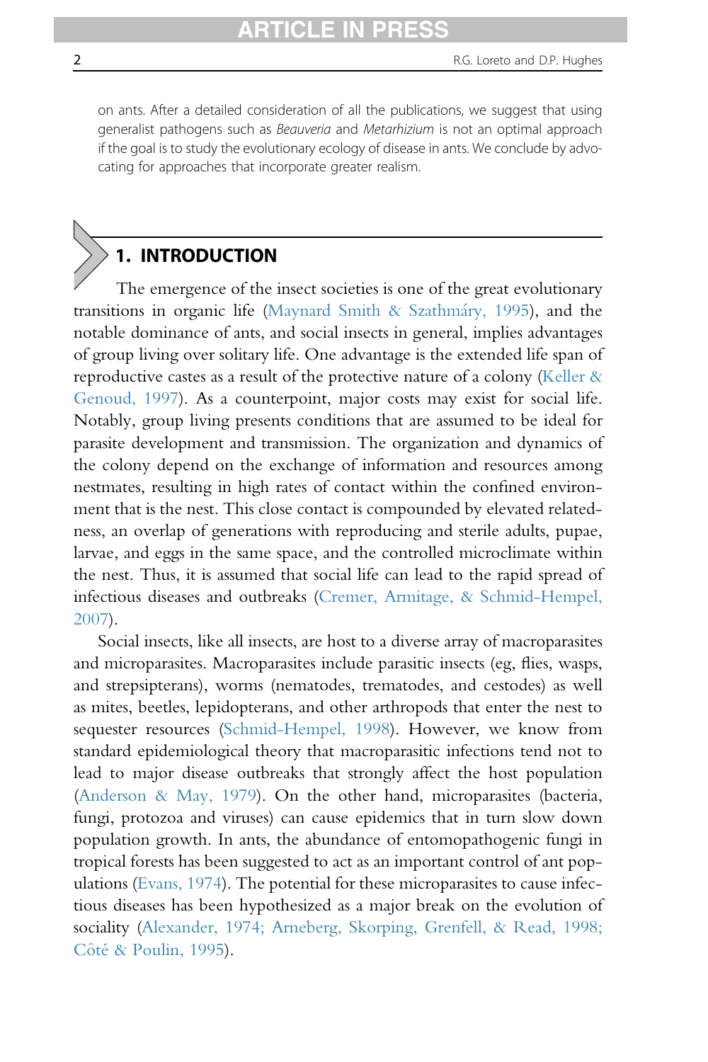on ants. After a detailed consideration of all the publications, we suggest that using generalist pathogens such as *Beauveria* and *Metarhizium* is not an optimal approach if the goal is to study the evolutionary ecology of disease in ants. We conclude by advocating for approaches that incorporate greater realism.

## 1. INTRODUCTION

The emergence of the insect societies is one of the great evolutionary transitions in organic life (Maynard Smith & Szathmáry, 1995), and the notable dominance of ants, and social insects in general, implies advantages of group living over solitary life. One advantage is the extended life span of reproductive castes as a result of the protective nature of a colony (Keller & Genoud, 1997). As a counterpoint, major costs may exist for social life. Notably, group living presents conditions that are assumed to be ideal for parasite development and transmission. The organization and dynamics of the colony depend on the exchange of information and resources among nestmates, resulting in high rates of contact within the confined environment that is the nest. This close contact is compounded by elevated relatedness, an overlap of generations with reproducing and sterile adults, pupae, larvae, and eggs in the same space, and the controlled microclimate within the nest. Thus, it is assumed that social life can lead to the rapid spread of infectious diseases and outbreaks (Cremer, Armitage, & Schmid-Hempel, 2007).

Social insects, like all insects, are host to a diverse array of macroparasites and microparasites. Macroparasites include parasitic insects (eg, flies, wasps, and strepsipterans), worms (nematodes, trematodes, and cestodes) as well as mites, beetles, lepidopterans, and other arthropods that enter the nest to sequester resources (Schmid-Hempel, 1998). However, we know from standard epidemiological theory that macroparasitic infections tend not to lead to major disease outbreaks that strongly affect the host population (Anderson & May, 1979). On the other hand, microparasites (bacteria, fungi, protozoa and viruses) can cause epidemics that in turn slow down population growth. In ants, the abundance of entomopathogenic fungi in tropical forests has been suggested to act as an important control of ant populations (Evans, 1974). The potential for these microparasites to cause infectious diseases has been hypothesized as a major break on the evolution of sociality (Alexander, 1974; Arneberg, Skorping, Grenfell, & Read, 1998; Côté & Poulin, 1995).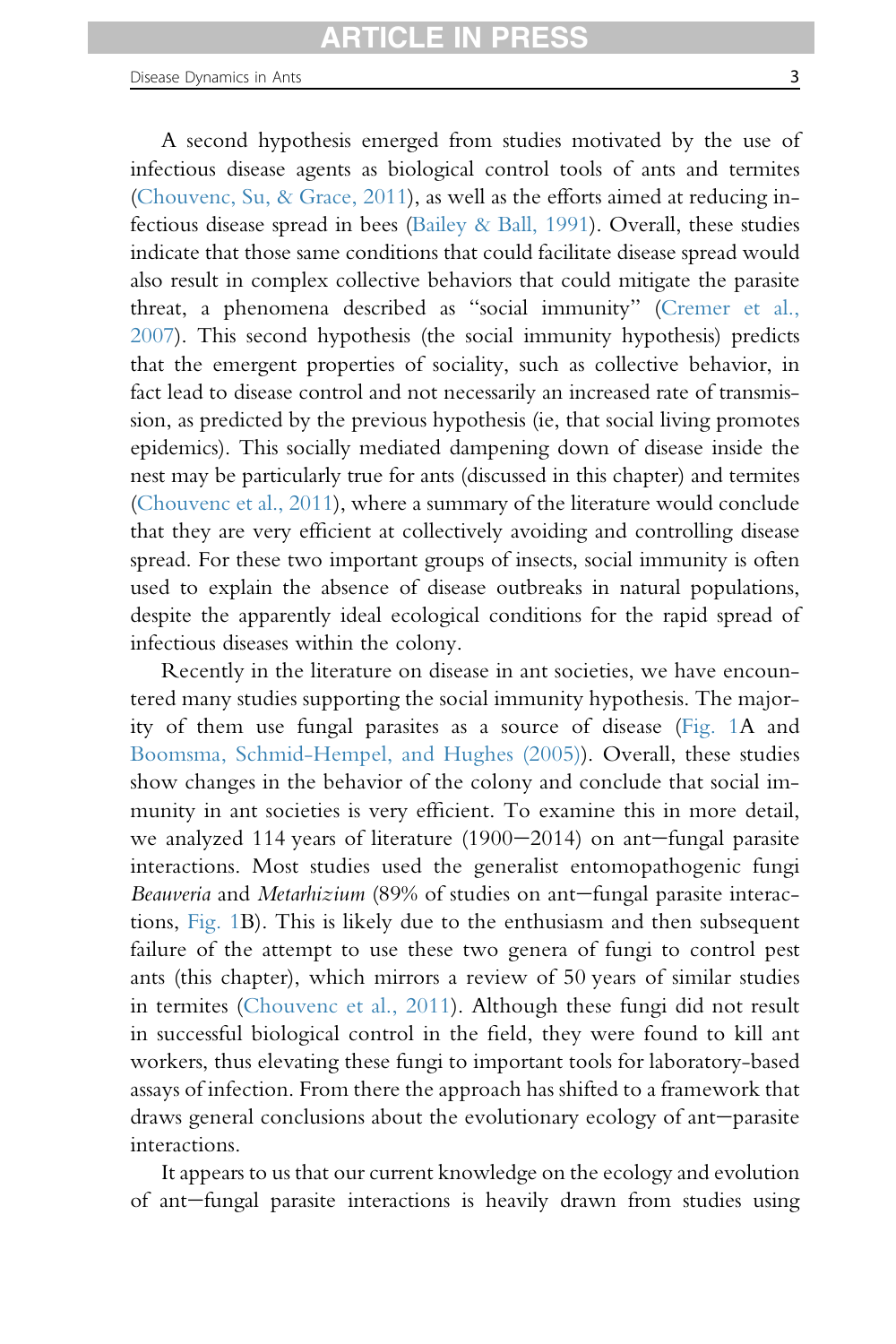A second hypothesis emerged from studies motivated by the use of infectious disease agents as biological control tools of ants and termites (Chouvenc, Su, & Grace, 2011), as well as the efforts aimed at reducing infectious disease spread in bees (Bailey & Ball, 1991). Overall, these studies indicate that those same conditions that could facilitate disease spread would also result in complex collective behaviors that could mitigate the parasite threat, a phenomena described as "social immunity" (Cremer et al., 2007). This second hypothesis (the social immunity hypothesis) predicts that the emergent properties of sociality, such as collective behavior, in fact lead to disease control and not necessarily an increased rate of transmission, as predicted by the previous hypothesis (ie, that social living promotes epidemics). This socially mediated dampening down of disease inside the nest may be particularly true for ants (discussed in this chapter) and termites (Chouvenc et al., 2011), where a summary of the literature would conclude that they are very efficient at collectively avoiding and controlling disease spread. For these two important groups of insects, social immunity is often used to explain the absence of disease outbreaks in natural populations, despite the apparently ideal ecological conditions for the rapid spread of infectious diseases within the colony.

Recently in the literature on disease in ant societies, we have encountered many studies supporting the social immunity hypothesis. The majority of them use fungal parasites as a source of disease (Fig. 1A and Boomsma, Schmid-Hempel, and Hughes (2005)). Overall, these studies show changes in the behavior of the colony and conclude that social immunity in ant societies is very efficient. To examine this in more detail, we analyzed 114 years of literature (1900–2014) on ant–fungal parasite interactions. Most studies used the generalist entomopathogenic fungi *Beauveria* and *Metarhizium* (89% of studies on ant–fungal parasite interactions, Fig. 1B). This is likely due to the enthusiasm and then subsequent failure of the attempt to use these two genera of fungi to control pest ants (this chapter), which mirrors a review of 50 years of similar studies in termites (Chouvenc et al., 2011). Although these fungi did not result in successful biological control in the field, they were found to kill ant workers, thus elevating these fungi to important tools for laboratory-based assays of infection. From there the approach has shifted to a framework that draws general conclusions about the evolutionary ecology of ant–parasite interactions.

It appears to us that our current knowledge on the ecology and evolution of ant–fungal parasite interactions is heavily drawn from studies using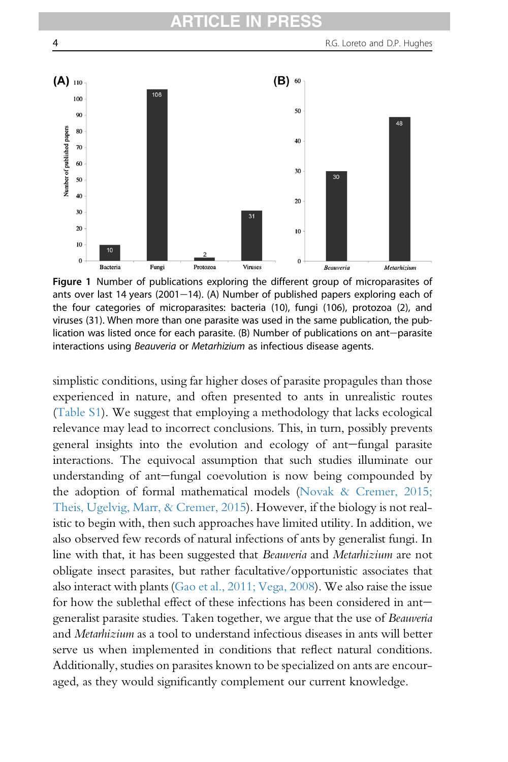Figure 1 Number of publications exploring the different group of microparasites of ants over last 14 years (2001–14). (A) Number of published papers exploring each of the four categories of microparasites: bacteria (10), fungi (106), protozoa (2), and viruses (31). When more than one parasite was used in the same publication, the publication was listed once for each parasite. (B) Number of publications on ant–parasite interactions using *Beauveria* or *Metarhizium* as infectious disease agents.

simplistic conditions, using far higher doses of parasite propagules than those experienced in nature, and often presented to ants in unrealistic routes (Table S1). We suggest that employing a methodology that lacks ecological relevance may lead to incorrect conclusions. This, in turn, possibly prevents general insights into the evolution and ecology of ant–fungal parasite interactions. The equivocal assumption that such studies illuminate our understanding of ant–fungal coevolution is now being compounded by the adoption of formal mathematical models (Novak & Cremer, 2015; Theis, Ugelvig, Marr, & Cremer, 2015). However, if the biology is not realistic to begin with, then such approaches have limited utility. In addition, we also observed few records of natural infections of ants by generalist fungi. In line with that, it has been suggested that *Beauveria* and *Metarhizium* are not obligate insect parasites, but rather facultative/opportunistic associates that also interact with plants (Gao et al., 2011; Vega, 2008). We also raise the issue for how the sublethal effect of these infections has been considered in ant–generalist parasite studies. Taken together, we argue that the use of *Beauveria* and *Metarhizium* as a tool to understand infectious diseases in ants will better serve us when implemented in conditions that reflect natural conditions. Additionally, studies on parasites known to be specialized on ants are encouraged, as they would significantly complement our current knowledge.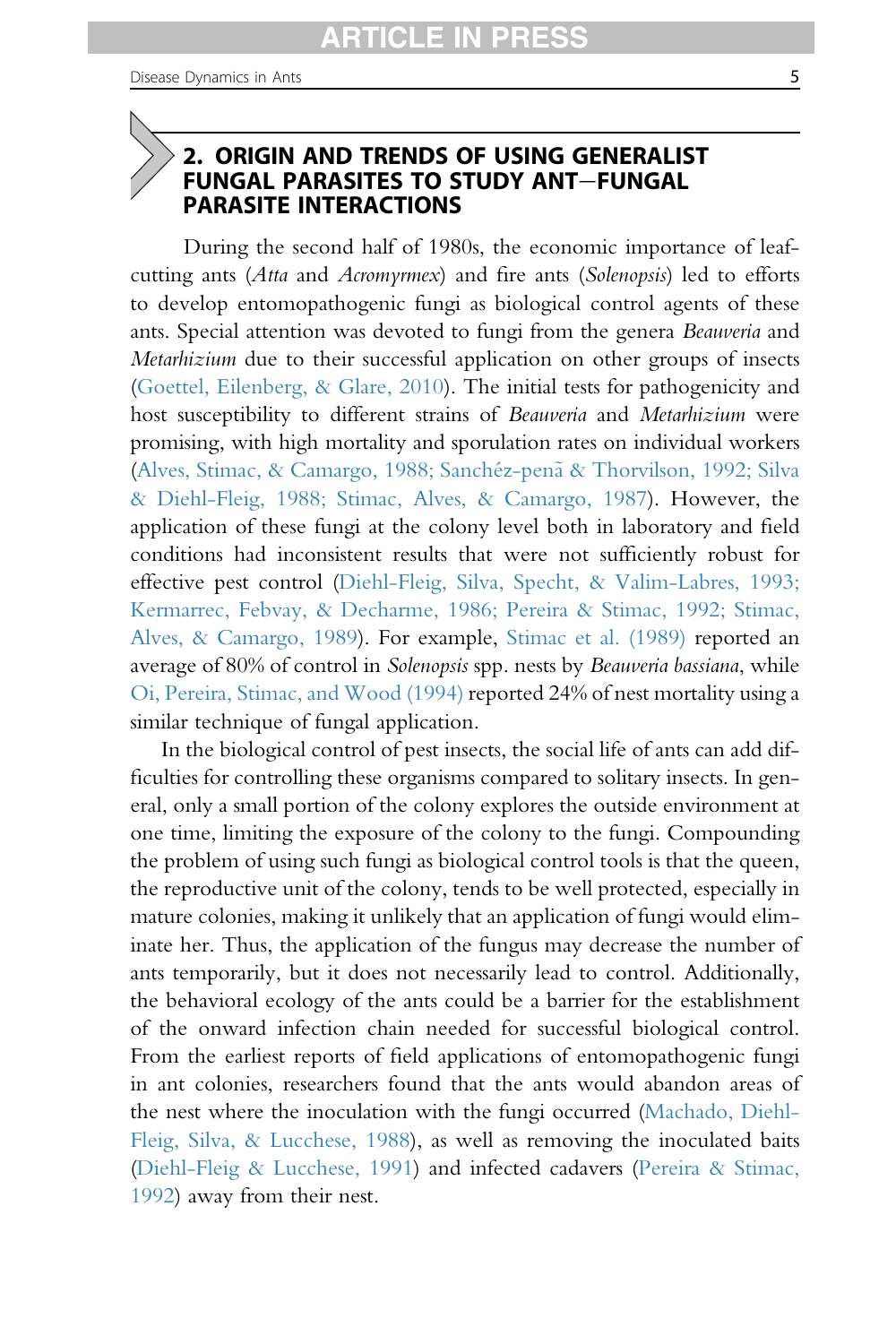## 2. ORIGIN AND TRENDS OF USING GENERALIST FUNGAL PARASITES TO STUDY ANT–FUNGAL PARASITE INTERACTIONS

During the second half of 1980s, the economic importance of leaf-cutting ants (*Atta* and *Acromyrmex*) and fire ants (*Solenopsis*) led to efforts to develop entomopathogenic fungi as biological control agents of these ants. Special attention was devoted to fungi from the genera *Beauveria* and *Metarhizium* due to their successful application on other groups of insects (Goettel, Eilenberg, & Glare, 2010). The initial tests for pathogenicity and host susceptibility to different strains of *Beauveria* and *Metarhizium* were promising, with high mortality and sporulation rates on individual workers (Alves, Stimac, & Camargo, 1988; Sanchéz-penã & Thorvilson, 1992; Silva & Diehl-Fleig, 1988; Stimac, Alves, & Camargo, 1987). However, the application of these fungi at the colony level both in laboratory and field conditions had inconsistent results that were not sufficiently robust for effective pest control (Diehl-Fleig, Silva, Specht, & Valim-Labres, 1993; Kermarrec, Febvay, & Decharme, 1986; Pereira & Stimac, 1992; Stimac, Alves, & Camargo, 1989). For example, Stimac et al. (1989) reported an average of 80% of control in *Solenopsis* spp. nests by *Beauveria bassiana*, while Oi, Pereira, Stimac, and Wood (1994) reported 24% of nest mortality using a similar technique of fungal application.

In the biological control of pest insects, the social life of ants can add difficulties for controlling these organisms compared to solitary insects. In general, only a small portion of the colony explores the outside environment at one time, limiting the exposure of the colony to the fungi. Compounding the problem of using such fungi as biological control tools is that the queen, the reproductive unit of the colony, tends to be well protected, especially in mature colonies, making it unlikely that an application of fungi would eliminate her. Thus, the application of the fungus may decrease the number of ants temporarily, but it does not necessarily lead to control. Additionally, the behavioral ecology of the ants could be a barrier for the establishment of the onward infection chain needed for successful biological control. From the earliest reports of field applications of entomopathogenic fungi in ant colonies, researchers found that the ants would abandon areas of the nest where the inoculation with the fungi occurred (Machado, Diehl-Fleig, Silva, & Lucchese, 1988), as well as removing the inoculated baits (Diehl-Fleig & Lucchese, 1991) and infected cadavers (Pereira & Stimac, 1992) away from their nest.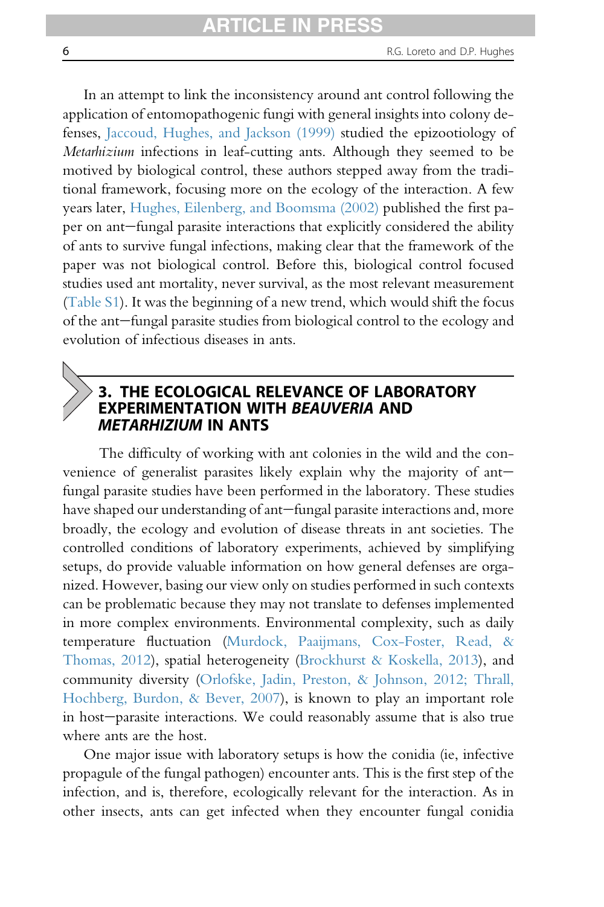In an attempt to link the inconsistency around ant control following the application of entomopathogenic fungi with general insights into colony defenses, Jaccoud, Hughes, and Jackson (1999) studied the epizootiology of *Metarhizium* infections in leaf-cutting ants. Although they seemed to be motived by biological control, these authors stepped away from the traditional framework, focusing more on the ecology of the interaction. A few years later, Hughes, Eilenberg, and Boomsma (2002) published the first paper on ant—fungal parasite interactions that explicitly considered the ability of ants to survive fungal infections, making clear that the framework of the paper was not biological control. Before this, biological control focused studies used ant mortality, never survival, as the most relevant measurement (Table S1). It was the beginning of a new trend, which would shift the focus of the ant—fungal parasite studies from biological control to the ecology and evolution of infectious diseases in ants.

## 3. THE ECOLOGICAL RELEVANCE OF LABORATORY EXPERIMENTATION WITH *BEAUVERIA* AND *METARHIZIUM* IN ANTS

The difficulty of working with ant colonies in the wild and the convenience of generalist parasites likely explain why the majority of ant—fungal parasite studies have been performed in the laboratory. These studies have shaped our understanding of ant—fungal parasite interactions and, more broadly, the ecology and evolution of disease threats in ant societies. The controlled conditions of laboratory experiments, achieved by simplifying setups, do provide valuable information on how general defenses are organized. However, basing our view only on studies performed in such contexts can be problematic because they may not translate to defenses implemented in more complex environments. Environmental complexity, such as daily temperature fluctuation (Murdock, Paaijmans, Cox-Foster, Read, & Thomas, 2012), spatial heterogeneity (Brockhurst & Koskella, 2013), and community diversity (Orlofske, Jadin, Preston, & Johnson, 2012; Thrall, Hochberg, Burdon, & Bever, 2007), is known to play an important role in host—parasite interactions. We could reasonably assume that is also true where ants are the host.

One major issue with laboratory setups is how the conidia (ie, infective propagule of the fungal pathogen) encounter ants. This is the first step of the infection, and is, therefore, ecologically relevant for the interaction. As in other insects, ants can get infected when they encounter fungal conidia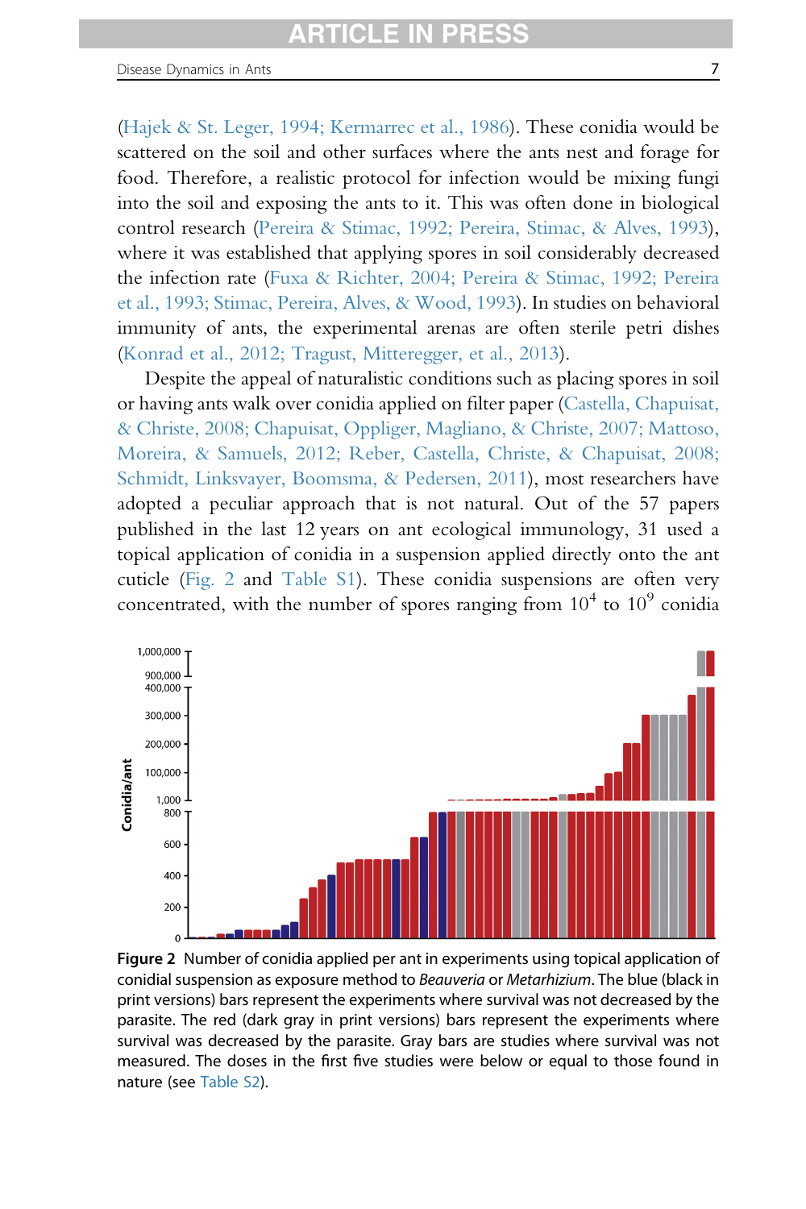(Hajek & St. Leger, 1994; Kermarrec et al., 1986). These conidia would be scattered on the soil and other surfaces where the ants nest and forage for food. Therefore, a realistic protocol for infection would be mixing fungi into the soil and exposing the ants to it. This was often done in biological control research (Pereira & Stimac, 1992; Pereira, Stimac, & Alves, 1993), where it was established that applying spores in soil considerably decreased the infection rate (Fuxa & Richter, 2004; Pereira & Stimac, 1992; Pereira et al., 1993; Stimac, Pereira, Alves, & Wood, 1993). In studies on behavioral immunity of ants, the experimental arenas are often sterile petri dishes (Konrad et al., 2012; Tragust, Mitteregger, et al., 2013).

Despite the appeal of naturalistic conditions such as placing spores in soil or having ants walk over conidia applied on filter paper (Castella, Chapuisat, & Christe, 2008; Chapuisat, Oppliger, Magliano, & Christe, 2007; Mattoso, Moreira, & Samuels, 2012; Reber, Castella, Christe, & Chapuisat, 2008; Schmidt, Linksvayer, Boomsma, & Pedersen, 2011), most researchers have adopted a peculiar approach that is not natural. Out of the 57 papers published in the last 12 years on ant ecological immunology, 31 used a topical application of conidia in a suspension applied directly onto the ant cuticle (Fig. 2 and Table S1). These conidia suspensions are often very concentrated, with the number of spores ranging from $10^4$ to $10^9$ conidia

**Figure 2** Number of conidia applied per ant in experiments using topical application of conidial suspension as exposure method to *Beauveria* or *Metarhizium*. The blue (black in print versions) bars represent the experiments where survival was not decreased by the parasite. The red (dark gray in print versions) bars represent the experiments where survival was decreased by the parasite. Gray bars are studies where survival was not measured. The doses in the first five studies were below or equal to those found in nature (see Table S2).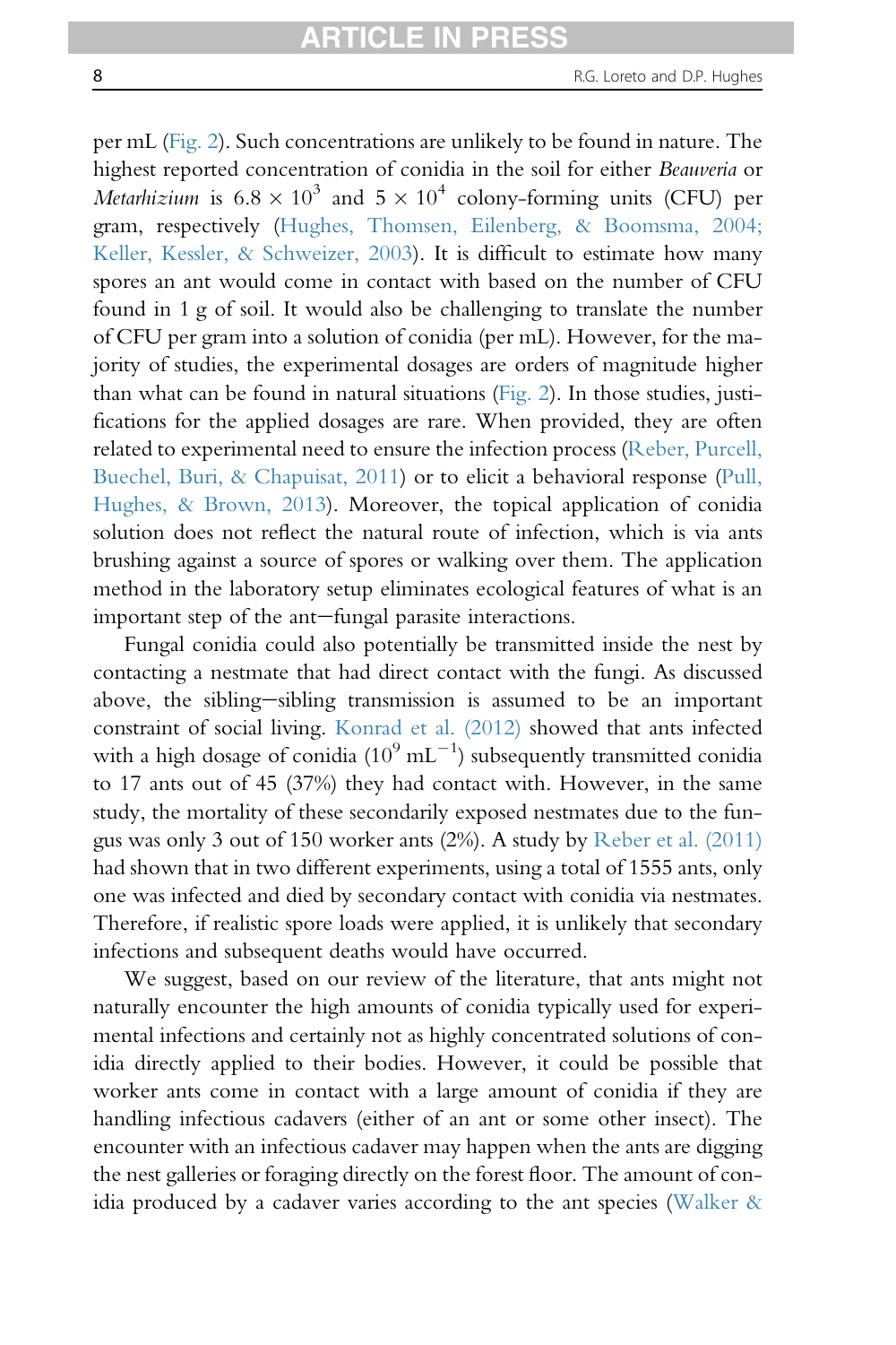per mL (Fig. 2). Such concentrations are unlikely to be found in nature. The highest reported concentration of conidia in the soil for either *Beauveria* or *Metarhizium* is $6.8 \times 10^3$ and $5 \times 10^4$ colony-forming units (CFU) per gram, respectively (Hughes, Thomsen, Eilenberg, & Boomsma, 2004; Keller, Kessler, & Schweizer, 2003). It is difficult to estimate how many spores an ant would come in contact with based on the number of CFU found in 1 g of soil. It would also be challenging to translate the number of CFU per gram into a solution of conidia (per mL). However, for the majority of studies, the experimental dosages are orders of magnitude higher than what can be found in natural situations (Fig. 2). In those studies, justifications for the applied dosages are rare. When provided, they are often related to experimental need to ensure the infection process (Reber, Purcell, Buechel, Buri, & Chapuisat, 2011) or to elicit a behavioral response (Pull, Hughes, & Brown, 2013). Moreover, the topical application of conidia solution does not reflect the natural route of infection, which is via ants brushing against a source of spores or walking over them. The application method in the laboratory setup eliminates ecological features of what is an important step of the ant–fungal parasite interactions.

Fungal conidia could also potentially be transmitted inside the nest by contacting a nestmate that had direct contact with the fungi. As discussed above, the sibling–sibling transmission is assumed to be an important constraint of social living. Konrad et al. (2012) showed that ants infected with a high dosage of conidia ($10^9$ mL$^{-1}$) subsequently transmitted conidia to 17 ants out of 45 (37%) they had contact with. However, in the same study, the mortality of these secondarily exposed nestmates due to the fungus was only 3 out of 150 worker ants (2%). A study by Reber et al. (2011) had shown that in two different experiments, using a total of 1555 ants, only one was infected and died by secondary contact with conidia via nestmates. Therefore, if realistic spore loads were applied, it is unlikely that secondary infections and subsequent deaths would have occurred.

We suggest, based on our review of the literature, that ants might not naturally encounter the high amounts of conidia typically used for experimental infections and certainly not as highly concentrated solutions of conidia directly applied to their bodies. However, it could be possible that worker ants come in contact with a large amount of conidia if they are handling infectious cadavers (either of an ant or some other insect). The encounter with an infectious cadaver may happen when the ants are digging the nest galleries or foraging directly on the forest floor. The amount of conidia produced by a cadaver varies according to the ant species (Walker &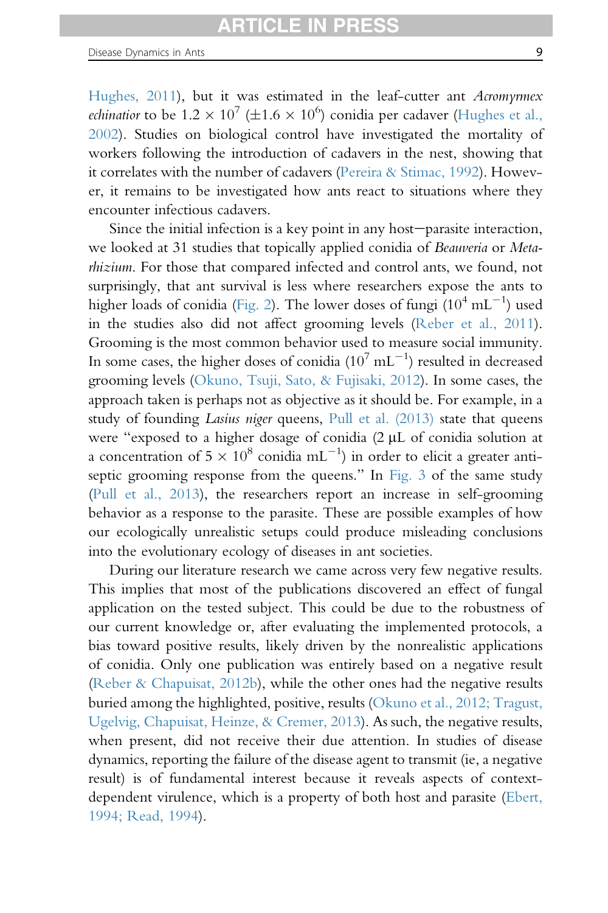Hughes, 2011), but it was estimated in the leaf-cutter ant *Acromyrmex echinatior* to be $1.2 \times 10^7$ ($\pm 1.6 \times 10^6$) conidia per cadaver (Hughes et al., 2002). Studies on biological control have investigated the mortality of workers following the introduction of cadavers in the nest, showing that it correlates with the number of cadavers (Pereira & Stimac, 1992). However, it remains to be investigated how ants react to situations where they encounter infectious cadavers.

Since the initial infection is a key point in any host–parasite interaction, we looked at 31 studies that topically applied conidia of *Beauveria* or *Metarhizium*. For those that compared infected and control ants, we found, not surprisingly, that ant survival is less where researchers expose the ants to higher loads of conidia (Fig. 2). The lower doses of fungi ($10^4$ mL$^{-1}$) used in the studies also did not affect grooming levels (Reber et al., 2011). Grooming is the most common behavior used to measure social immunity. In some cases, the higher doses of conidia ($10^7$ mL$^{-1}$) resulted in decreased grooming levels (Okuno, Tsuji, Sato, & Fujisaki, 2012). In some cases, the approach taken is perhaps not as objective as it should be. For example, in a study of founding *Lasius niger* queens, Pull et al. (2013) state that queens were "exposed to a higher dosage of conidia (2 μL of conidia solution at a concentration of $5 \times 10^8$ conidia mL$^{-1}$) in order to elicit a greater antiseptic grooming response from the queens." In Fig. 3 of the same study (Pull et al., 2013), the researchers report an increase in self-grooming behavior as a response to the parasite. These are possible examples of how our ecologically unrealistic setups could produce misleading conclusions into the evolutionary ecology of diseases in ant societies.

During our literature research we came across very few negative results. This implies that most of the publications discovered an effect of fungal application on the tested subject. This could be due to the robustness of our current knowledge or, after evaluating the implemented protocols, a bias toward positive results, likely driven by the nonrealistic applications of conidia. Only one publication was entirely based on a negative result (Reber & Chapuisat, 2012b), while the other ones had the negative results buried among the highlighted, positive, results (Okuno et al., 2012; Tragust, Ugelvig, Chapuisat, Heinze, & Cremer, 2013). As such, the negative results, when present, did not receive their due attention. In studies of disease dynamics, reporting the failure of the disease agent to transmit (ie, a negative result) is of fundamental interest because it reveals aspects of context-dependent virulence, which is a property of both host and parasite (Ebert, 1994; Read, 1994).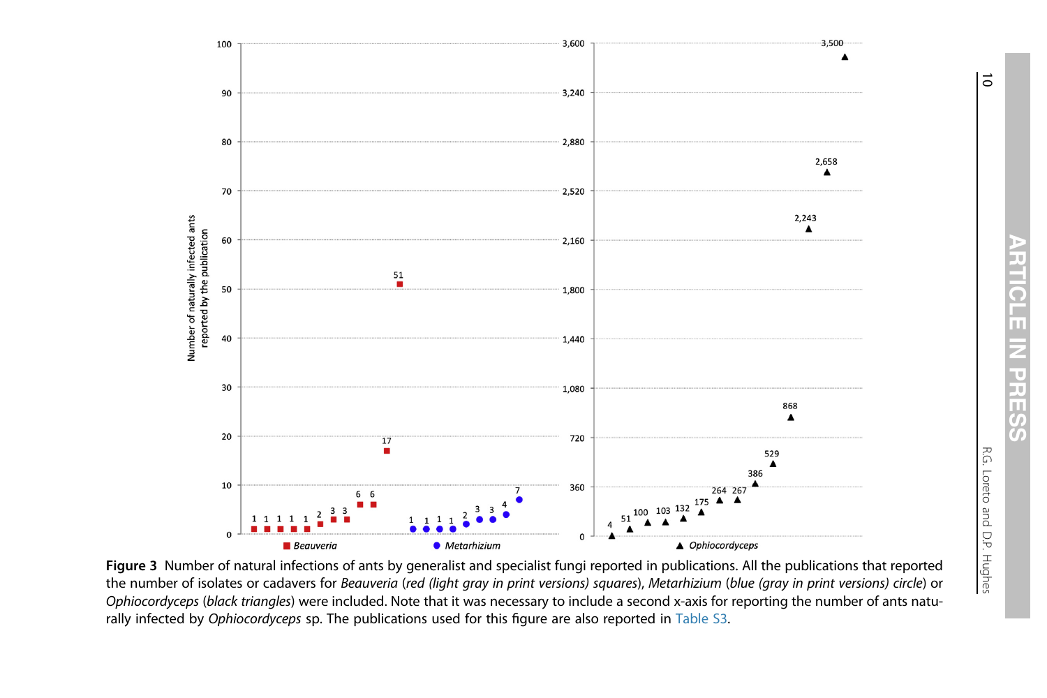Figure 3  Number of natural infections of ants by generalist and specialist fungi reported in publications. All the publications that reported the number of isolates or cadavers for *Beauveria* (*red (light gray in print versions) squares*), *Metarhizium* (*blue (gray in print versions) circle*) or *Ophiocordyceps* (*black triangles*) were included. Note that it was necessary to include a second x-axis for reporting the number of ants naturally infected by *Ophiocordyceps* sp. The publications used for this figure are also reported in Table S3.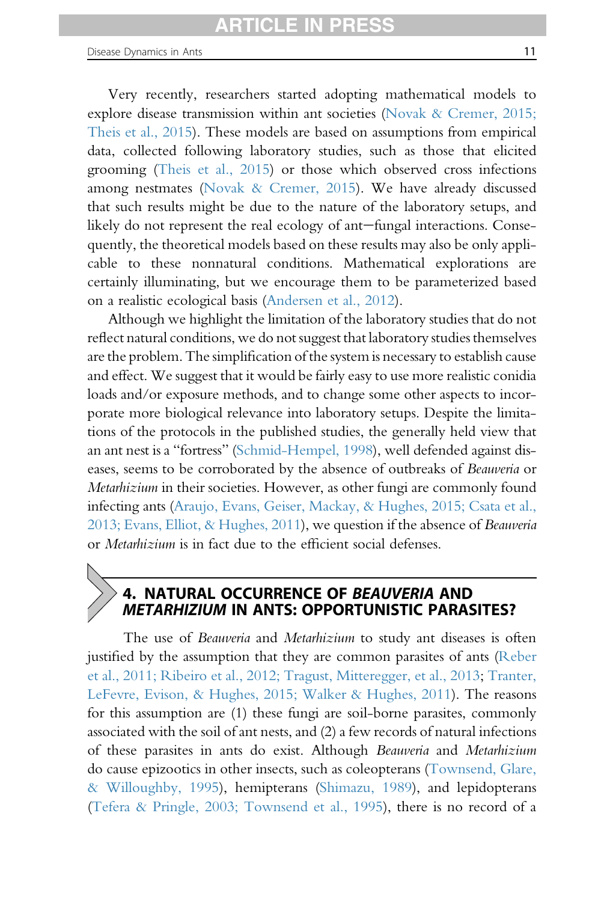Very recently, researchers started adopting mathematical models to explore disease transmission within ant societies (Novak & Cremer, 2015; Theis et al., 2015). These models are based on assumptions from empirical data, collected following laboratory studies, such as those that elicited grooming (Theis et al., 2015) or those which observed cross infections among nestmates (Novak & Cremer, 2015). We have already discussed that such results might be due to the nature of the laboratory setups, and likely do not represent the real ecology of ant—fungal interactions. Consequently, the theoretical models based on these results may also be only applicable to these nonnatural conditions. Mathematical explorations are certainly illuminating, but we encourage them to be parameterized based on a realistic ecological basis (Andersen et al., 2012).

Although we highlight the limitation of the laboratory studies that do not reflect natural conditions, we do not suggest that laboratory studies themselves are the problem. The simplification of the system is necessary to establish cause and effect. We suggest that it would be fairly easy to use more realistic conidia loads and/or exposure methods, and to change some other aspects to incorporate more biological relevance into laboratory setups. Despite the limitations of the protocols in the published studies, the generally held view that an ant nest is a "fortress" (Schmid-Hempel, 1998), well defended against diseases, seems to be corroborated by the absence of outbreaks of *Beauveria* or *Metarhizium* in their societies. However, as other fungi are commonly found infecting ants (Araujo, Evans, Geiser, Mackay, & Hughes, 2015; Csata et al., 2013; Evans, Elliot, & Hughes, 2011), we question if the absence of *Beauveria* or *Metarhizium* is in fact due to the efficient social defenses.

## 4. NATURAL OCCURRENCE OF *BEAUVERIA* AND *METARHIZIUM* IN ANTS: OPPORTUNISTIC PARASITES?

The use of *Beauveria* and *Metarhizium* to study ant diseases is often justified by the assumption that they are common parasites of ants (Reber et al., 2011; Ribeiro et al., 2012; Tragust, Mitteregger, et al., 2013; Tranter, LeFevre, Evison, & Hughes, 2015; Walker & Hughes, 2011). The reasons for this assumption are (1) these fungi are soil-borne parasites, commonly associated with the soil of ant nests, and (2) a few records of natural infections of these parasites in ants do exist. Although *Beauveria* and *Metarhizium* do cause epizootics in other insects, such as coleopterans (Townsend, Glare, & Willoughby, 1995), hemipterans (Shimazu, 1989), and lepidopterans (Tefera & Pringle, 2003; Townsend et al., 1995), there is no record of a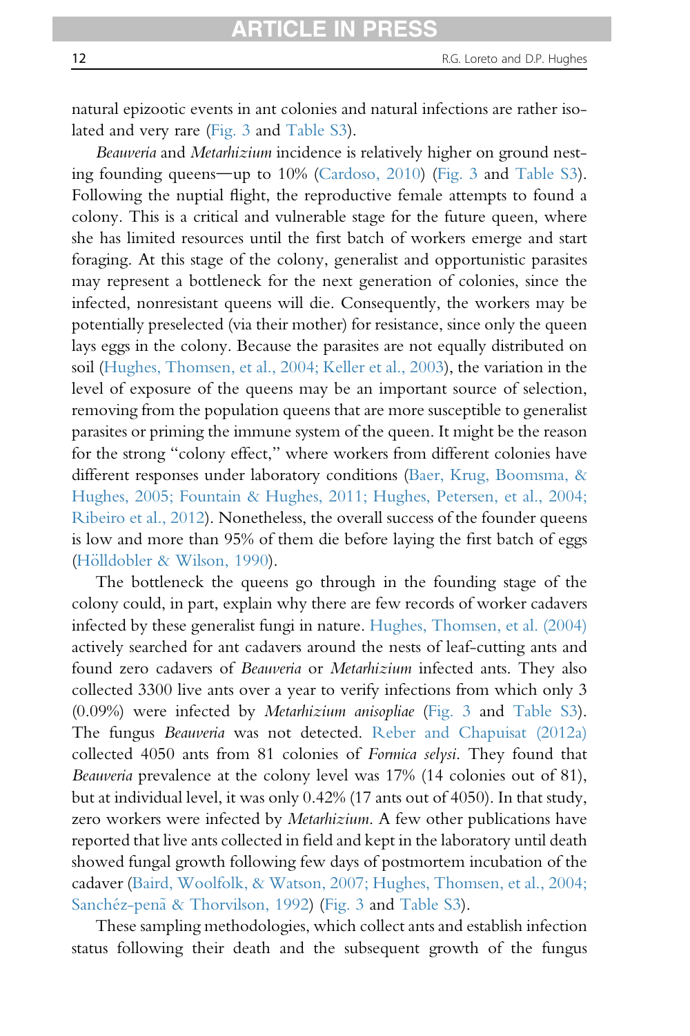natural epizootic events in ant colonies and natural infections are rather isolated and very rare (Fig. 3 and Table S3).

*Beauveria* and *Metarhizium* incidence is relatively higher on ground nesting founding queens—up to 10% (Cardoso, 2010) (Fig. 3 and Table S3). Following the nuptial flight, the reproductive female attempts to found a colony. This is a critical and vulnerable stage for the future queen, where she has limited resources until the first batch of workers emerge and start foraging. At this stage of the colony, generalist and opportunistic parasites may represent a bottleneck for the next generation of colonies, since the infected, nonresistant queens will die. Consequently, the workers may be potentially preselected (via their mother) for resistance, since only the queen lays eggs in the colony. Because the parasites are not equally distributed on soil (Hughes, Thomsen, et al., 2004; Keller et al., 2003), the variation in the level of exposure of the queens may be an important source of selection, removing from the population queens that are more susceptible to generalist parasites or priming the immune system of the queen. It might be the reason for the strong "colony effect," where workers from different colonies have different responses under laboratory conditions (Baer, Krug, Boomsma, & Hughes, 2005; Fountain & Hughes, 2011; Hughes, Petersen, et al., 2004; Ribeiro et al., 2012). Nonetheless, the overall success of the founder queens is low and more than 95% of them die before laying the first batch of eggs (Hölldobler & Wilson, 1990).

The bottleneck the queens go through in the founding stage of the colony could, in part, explain why there are few records of worker cadavers infected by these generalist fungi in nature. Hughes, Thomsen, et al. (2004) actively searched for ant cadavers around the nests of leaf-cutting ants and found zero cadavers of *Beauveria* or *Metarhizium* infected ants. They also collected 3300 live ants over a year to verify infections from which only 3 (0.09%) were infected by *Metarhizium anisopliae* (Fig. 3 and Table S3). The fungus *Beauveria* was not detected. Reber and Chapuisat (2012a) collected 4050 ants from 81 colonies of *Formica selysi*. They found that *Beauveria* prevalence at the colony level was 17% (14 colonies out of 81), but at individual level, it was only 0.42% (17 ants out of 4050). In that study, zero workers were infected by *Metarhizium*. A few other publications have reported that live ants collected in field and kept in the laboratory until death showed fungal growth following few days of postmortem incubation of the cadaver (Baird, Woolfolk, & Watson, 2007; Hughes, Thomsen, et al., 2004; Sanchéz-penã & Thorvilson, 1992) (Fig. 3 and Table S3).

These sampling methodologies, which collect ants and establish infection status following their death and the subsequent growth of the fungus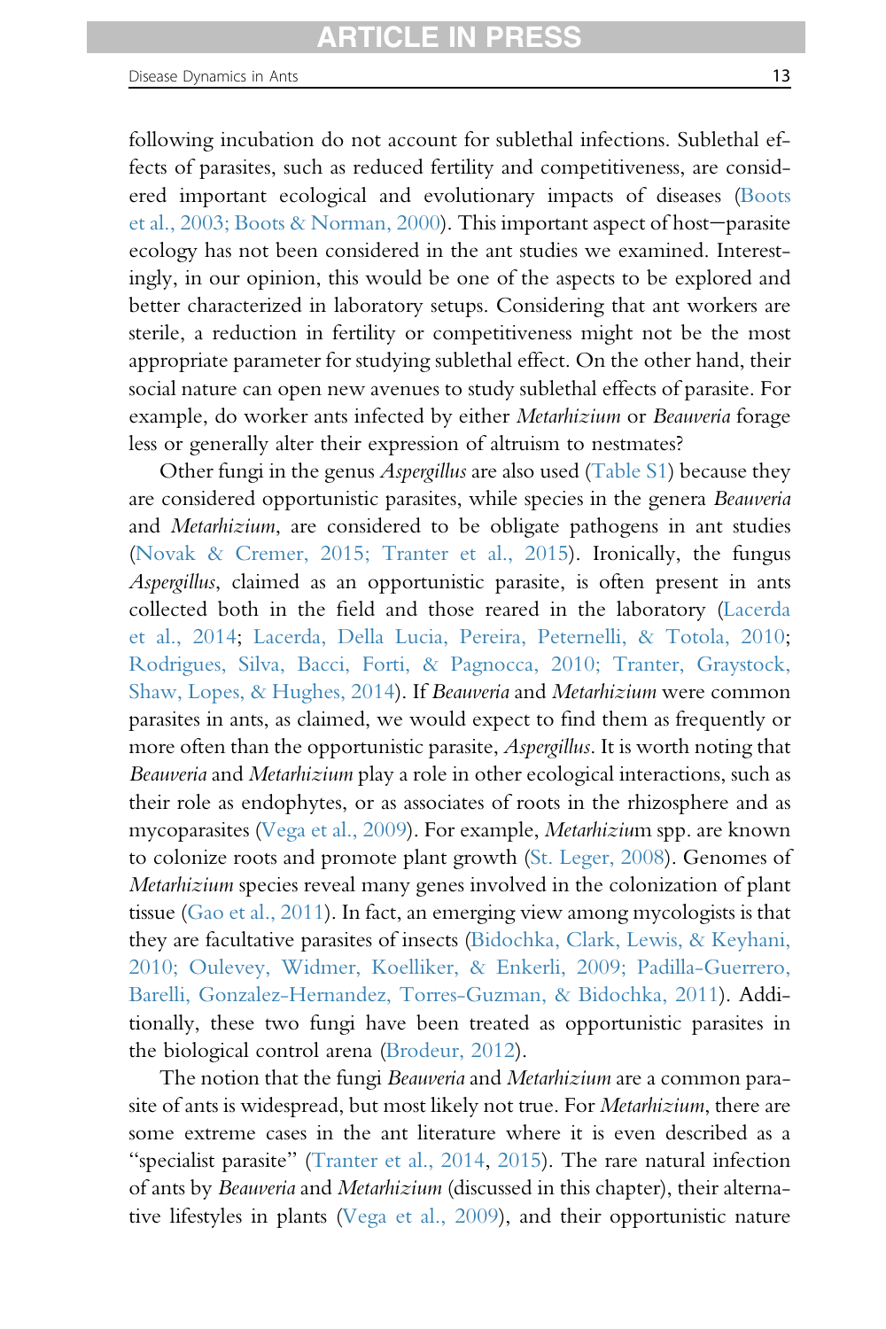following incubation do not account for sublethal infections. Sublethal effects of parasites, such as reduced fertility and competitiveness, are considered important ecological and evolutionary impacts of diseases (Boots et al., 2003; Boots & Norman, 2000). This important aspect of host–parasite ecology has not been considered in the ant studies we examined. Interestingly, in our opinion, this would be one of the aspects to be explored and better characterized in laboratory setups. Considering that ant workers are sterile, a reduction in fertility or competitiveness might not be the most appropriate parameter for studying sublethal effect. On the other hand, their social nature can open new avenues to study sublethal effects of parasite. For example, do worker ants infected by either *Metarhizium* or *Beauveria* forage less or generally alter their expression of altruism to nestmates?

Other fungi in the genus *Aspergillus* are also used (Table S1) because they are considered opportunistic parasites, while species in the genera *Beauveria* and *Metarhizium*, are considered to be obligate pathogens in ant studies (Novak & Cremer, 2015; Tranter et al., 2015). Ironically, the fungus *Aspergillus*, claimed as an opportunistic parasite, is often present in ants collected both in the field and those reared in the laboratory (Lacerda et al., 2014; Lacerda, Della Lucia, Pereira, Peternelli, & Totola, 2010; Rodrigues, Silva, Bacci, Forti, & Pagnocca, 2010; Tranter, Graystock, Shaw, Lopes, & Hughes, 2014). If *Beauveria* and *Metarhizium* were common parasites in ants, as claimed, we would expect to find them as frequently or more often than the opportunistic parasite, *Aspergillus*. It is worth noting that *Beauveria* and *Metarhizium* play a role in other ecological interactions, such as their role as endophytes, or as associates of roots in the rhizosphere and as mycoparasites (Vega et al., 2009). For example, *Metarhizium* spp. are known to colonize roots and promote plant growth (St. Leger, 2008). Genomes of *Metarhizium* species reveal many genes involved in the colonization of plant tissue (Gao et al., 2011). In fact, an emerging view among mycologists is that they are facultative parasites of insects (Bidochka, Clark, Lewis, & Keyhani, 2010; Oulevey, Widmer, Koelliker, & Enkerli, 2009; Padilla-Guerrero, Barelli, Gonzalez-Hernandez, Torres-Guzman, & Bidochka, 2011). Additionally, these two fungi have been treated as opportunistic parasites in the biological control arena (Brodeur, 2012).

The notion that the fungi *Beauveria* and *Metarhizium* are a common parasite of ants is widespread, but most likely not true. For *Metarhizium*, there are some extreme cases in the ant literature where it is even described as a "specialist parasite" (Tranter et al., 2014, 2015). The rare natural infection of ants by *Beauveria* and *Metarhizium* (discussed in this chapter), their alternative lifestyles in plants (Vega et al., 2009), and their opportunistic nature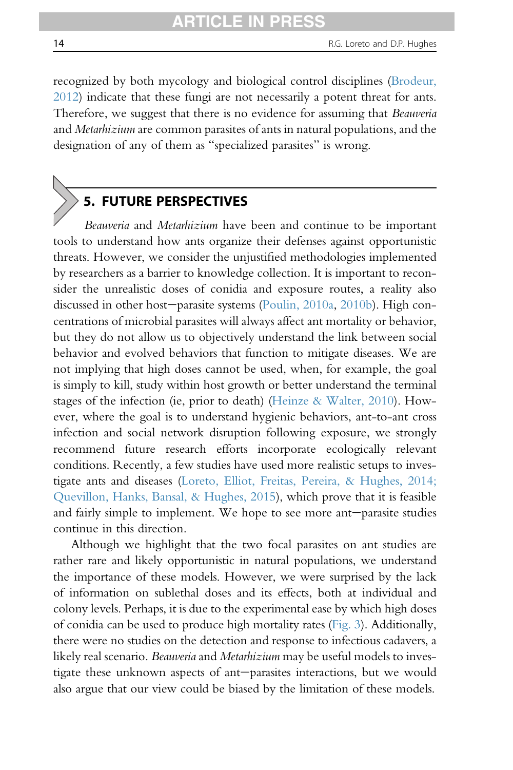recognized by both mycology and biological control disciplines (Brodeur, 2012) indicate that these fungi are not necessarily a potent threat for ants. Therefore, we suggest that there is no evidence for assuming that *Beauveria* and *Metarhizium* are common parasites of ants in natural populations, and the designation of any of them as "specialized parasites" is wrong.

## 5. FUTURE PERSPECTIVES

*Beauveria* and *Metarhizium* have been and continue to be important tools to understand how ants organize their defenses against opportunistic threats. However, we consider the unjustified methodologies implemented by researchers as a barrier to knowledge collection. It is important to reconsider the unrealistic doses of conidia and exposure routes, a reality also discussed in other host–parasite systems (Poulin, 2010a, 2010b). High concentrations of microbial parasites will always affect ant mortality or behavior, but they do not allow us to objectively understand the link between social behavior and evolved behaviors that function to mitigate diseases. We are not implying that high doses cannot be used, when, for example, the goal is simply to kill, study within host growth or better understand the terminal stages of the infection (ie, prior to death) (Heinze & Walter, 2010). However, where the goal is to understand hygienic behaviors, ant-to-ant cross infection and social network disruption following exposure, we strongly recommend future research efforts incorporate ecologically relevant conditions. Recently, a few studies have used more realistic setups to investigate ants and diseases (Loreto, Elliot, Freitas, Pereira, & Hughes, 2014; Quevillon, Hanks, Bansal, & Hughes, 2015), which prove that it is feasible and fairly simple to implement. We hope to see more ant–parasite studies continue in this direction.

Although we highlight that the two focal parasites on ant studies are rather rare and likely opportunistic in natural populations, we understand the importance of these models. However, we were surprised by the lack of information on sublethal doses and its effects, both at individual and colony levels. Perhaps, it is due to the experimental ease by which high doses of conidia can be used to produce high mortality rates (Fig. 3). Additionally, there were no studies on the detection and response to infectious cadavers, a likely real scenario. *Beauveria* and *Metarhizium* may be useful models to investigate these unknown aspects of ant–parasites interactions, but we would also argue that our view could be biased by the limitation of these models.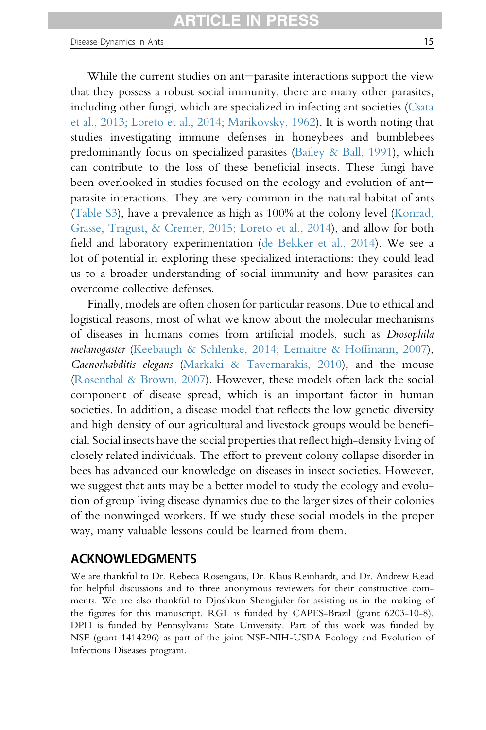While the current studies on ant–parasite interactions support the view that they possess a robust social immunity, there are many other parasites, including other fungi, which are specialized in infecting ant societies (Csata et al., 2013; Loreto et al., 2014; Marikovsky, 1962). It is worth noting that studies investigating immune defenses in honeybees and bumblebees predominantly focus on specialized parasites (Bailey & Ball, 1991), which can contribute to the loss of these beneficial insects. These fungi have been overlooked in studies focused on the ecology and evolution of ant–parasite interactions. They are very common in the natural habitat of ants (Table S3), have a prevalence as high as 100% at the colony level (Konrad, Grasse, Tragust, & Cremer, 2015; Loreto et al., 2014), and allow for both field and laboratory experimentation (de Bekker et al., 2014). We see a lot of potential in exploring these specialized interactions: they could lead us to a broader understanding of social immunity and how parasites can overcome collective defenses.

Finally, models are often chosen for particular reasons. Due to ethical and logistical reasons, most of what we know about the molecular mechanisms of diseases in humans comes from artificial models, such as *Drosophila melanogaster* (Keebaugh & Schlenke, 2014; Lemaitre & Hoffmann, 2007), *Caenorhabditis elegans* (Markaki & Tavernarakis, 2010), and the mouse (Rosenthal & Brown, 2007). However, these models often lack the social component of disease spread, which is an important factor in human societies. In addition, a disease model that reflects the low genetic diversity and high density of our agricultural and livestock groups would be beneficial. Social insects have the social properties that reflect high-density living of closely related individuals. The effort to prevent colony collapse disorder in bees has advanced our knowledge on diseases in insect societies. However, we suggest that ants may be a better model to study the ecology and evolution of group living disease dynamics due to the larger sizes of their colonies of the nonwinged workers. If we study these social models in the proper way, many valuable lessons could be learned from them.

## ACKNOWLEDGMENTS

We are thankful to Dr. Rebeca Rosengaus, Dr. Klaus Reinhardt, and Dr. Andrew Read for helpful discussions and to three anonymous reviewers for their constructive comments. We are also thankful to Djoshkun Shengjuler for assisting us in the making of the figures for this manuscript. RGL is funded by CAPES-Brazil (grant 6203-10-8). DPH is funded by Pennsylvania State University. Part of this work was funded by NSF (grant 1414296) as part of the joint NSF-NIH-USDA Ecology and Evolution of Infectious Diseases program.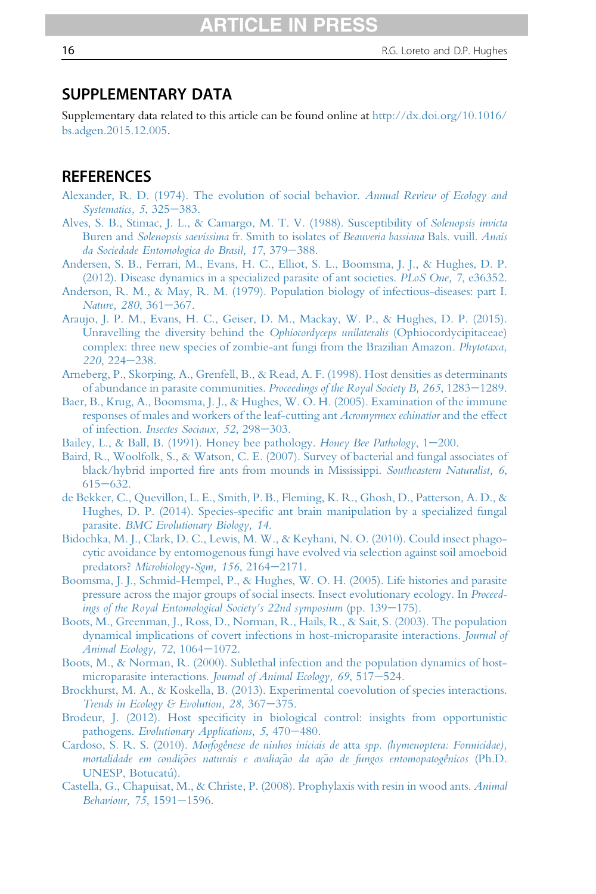## SUPPLEMENTARY DATA

Supplementary data related to this article can be found online at http://dx.doi.org/10.1016/bs.adgen.2015.12.005.

## REFERENCES

Alexander, R. D. (1974). The evolution of social behavior. *Annual Review of Ecology and Systematics, 5*, 325–383.

Alves, S. B., Stimac, J. L., & Camargo, M. T. V. (1988). Susceptibility of *Solenopsis invicta* Buren and *Solenopsis saevissima* fr. Smith to isolates of *Beauveria bassiana* Bals. vuill. *Anais da Sociedade Entomologica do Brasil, 17*, 379–388.

Andersen, S. B., Ferrari, M., Evans, H. C., Elliot, S. L., Boomsma, J. J., & Hughes, D. P. (2012). Disease dynamics in a specialized parasite of ant societies. *PLoS One, 7*, e36352.

Anderson, R. M., & May, R. M. (1979). Population biology of infectious-diseases: part I. *Nature, 280*, 361–367.

Araujo, J. P. M., Evans, H. C., Geiser, D. M., Mackay, W. P., & Hughes, D. P. (2015). Unravelling the diversity behind the *Ophiocordyceps unilateralis* (Ophiocordycipitaceae) complex: three new species of zombie-ant fungi from the Brazilian Amazon. *Phytotaxa, 220*, 224–238.

Arneberg, P., Skorping, A., Grenfell, B., & Read, A. F. (1998). Host densities as determinants of abundance in parasite communities. *Proceedings of the Royal Society B, 265*, 1283–1289.

Baer, B., Krug, A., Boomsma, J. J., & Hughes, W. O. H. (2005). Examination of the immune responses of males and workers of the leaf-cutting ant *Acromyrmex echinatior* and the effect of infection. *Insectes Sociaux, 52*, 298–303.

Bailey, L., & Ball, B. (1991). Honey bee pathology. *Honey Bee Pathology*, 1–200.

Baird, R., Woolfolk, S., & Watson, C. E. (2007). Survey of bacterial and fungal associates of black/hybrid imported fire ants from mounds in Mississippi. *Southeastern Naturalist, 6*, 615–632.

de Bekker, C., Quevillon, L. E., Smith, P. B., Fleming, K. R., Ghosh, D., Patterson, A. D., & Hughes, D. P. (2014). Species-specific ant brain manipulation by a specialized fungal parasite. *BMC Evolutionary Biology, 14*.

Bidochka, M. J., Clark, D. C., Lewis, M. W., & Keyhani, N. O. (2010). Could insect phagocytic avoidance by entomogenous fungi have evolved via selection against soil amoeboid predators? *Microbiology-Sgm, 156*, 2164–2171.

Boomsma, J. J., Schmid-Hempel, P., & Hughes, W. O. H. (2005). Life histories and parasite pressure across the major groups of social insects. Insect evolutionary ecology. In *Proceedings of the Royal Entomological Society's 22nd symposium* (pp. 139–175).

Boots, M., Greenman, J., Ross, D., Norman, R., Hails, R., & Sait, S. (2003). The population dynamical implications of covert infections in host-microparasite interactions. *Journal of Animal Ecology, 72*, 1064–1072.

Boots, M., & Norman, R. (2000). Sublethal infection and the population dynamics of host-microparasite interactions. *Journal of Animal Ecology, 69*, 517–524.

Brockhurst, M. A., & Koskella, B. (2013). Experimental coevolution of species interactions. *Trends in Ecology & Evolution, 28*, 367–375.

Brodeur, J. (2012). Host specificity in biological control: insights from opportunistic pathogens. *Evolutionary Applications, 5*, 470–480.

Cardoso, S. R. S. (2010). *Morfogênese de ninhos iniciais de* atta *spp. (hymenoptera: Formicidae), mortalidade em condições naturais e avaliação da ação de fungos entomopatogênicos* (Ph.D. UNESP, Botucatú).

Castella, G., Chapuisat, M., & Christe, P. (2008). Prophylaxis with resin in wood ants. *Animal Behaviour, 75*, 1591–1596.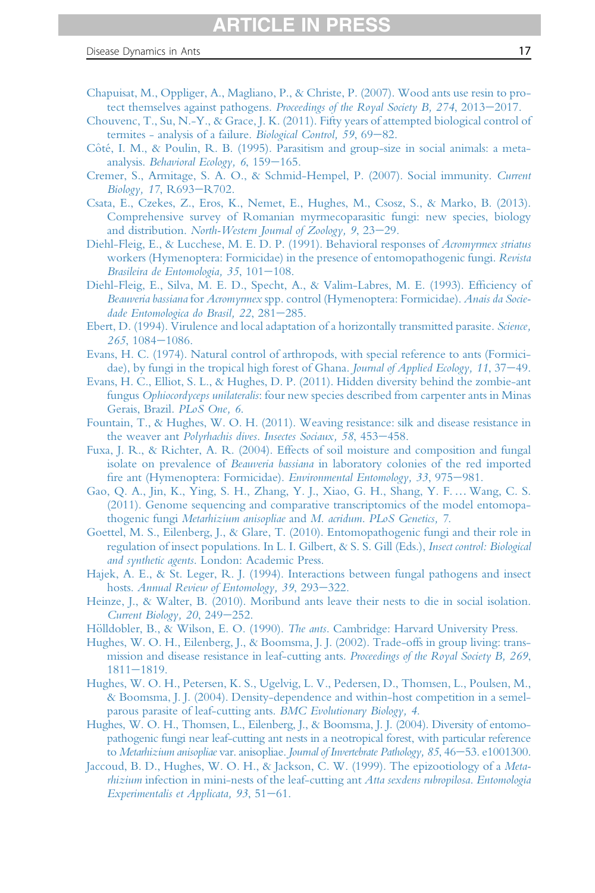Chapuisat, M., Oppliger, A., Magliano, P., & Christe, P. (2007). Wood ants use resin to protect themselves against pathogens. *Proceedings of the Royal Society B, 274*, 2013–2017.

Chouvenc, T., Su, N.-Y., & Grace, J. K. (2011). Fifty years of attempted biological control of termites - analysis of a failure. *Biological Control, 59*, 69–82.

Côté, I. M., & Poulin, R. B. (1995). Parasitism and group-size in social animals: a meta-analysis. *Behavioral Ecology, 6*, 159–165.

Cremer, S., Armitage, S. A. O., & Schmid-Hempel, P. (2007). Social immunity. *Current Biology, 17*, R693–R702.

Csata, E., Czekes, Z., Eros, K., Nemet, E., Hughes, M., Csosz, S., & Marko, B. (2013). Comprehensive survey of Romanian myrmecoparasitic fungi: new species, biology and distribution. *North-Western Journal of Zoology, 9*, 23–29.

Diehl-Fleig, E., & Lucchese, M. E. D. P. (1991). Behavioral responses of *Acromyrmex striatus* workers (Hymenoptera: Formicidae) in the presence of entomopathogenic fungi. *Revista Brasileira de Entomologia, 35*, 101–108.

Diehl-Fleig, E., Silva, M. E. D., Specht, A., & Valim-Labres, M. E. (1993). Efficiency of *Beauveria bassiana* for *Acromyrmex* spp. control (Hymenoptera: Formicidae). *Anais da Sociedade Entomologica do Brasil, 22*, 281–285.

Ebert, D. (1994). Virulence and local adaptation of a horizontally transmitted parasite. *Science, 265*, 1084–1086.

Evans, H. C. (1974). Natural control of arthropods, with special reference to ants (Formicidae), by fungi in the tropical high forest of Ghana. *Journal of Applied Ecology, 11*, 37–49.

Evans, H. C., Elliot, S. L., & Hughes, D. P. (2011). Hidden diversity behind the zombie-ant fungus *Ophiocordyceps unilateralis*: four new species described from carpenter ants in Minas Gerais, Brazil. *PLoS One, 6*.

Fountain, T., & Hughes, W. O. H. (2011). Weaving resistance: silk and disease resistance in the weaver ant *Polyrhachis dives*. *Insectes Sociaux, 58*, 453–458.

Fuxa, J. R., & Richter, A. R. (2004). Effects of soil moisture and composition and fungal isolate on prevalence of *Beauveria bassiana* in laboratory colonies of the red imported fire ant (Hymenoptera: Formicidae). *Environmental Entomology, 33*, 975–981.

Gao, Q. A., Jin, K., Ying, S. H., Zhang, Y. J., Xiao, G. H., Shang, Y. F. … Wang, C. S. (2011). Genome sequencing and comparative transcriptomics of the model entomopathogenic fungi *Metarhizium anisopliae* and *M. acridum*. *PLoS Genetics, 7*.

Goettel, M. S., Eilenberg, J., & Glare, T. (2010). Entomopathogenic fungi and their role in regulation of insect populations. In L. I. Gilbert, & S. S. Gill (Eds.), *Insect control: Biological and synthetic agents*. London: Academic Press.

Hajek, A. E., & St. Leger, R. J. (1994). Interactions between fungal pathogens and insect hosts. *Annual Review of Entomology, 39*, 293–322.

Heinze, J., & Walter, B. (2010). Moribund ants leave their nests to die in social isolation. *Current Biology, 20*, 249–252.

Hölldobler, B., & Wilson, E. O. (1990). *The ants*. Cambridge: Harvard University Press.

Hughes, W. O. H., Eilenberg, J., & Boomsma, J. J. (2002). Trade-offs in group living: transmission and disease resistance in leaf-cutting ants. *Proceedings of the Royal Society B, 269*, 1811–1819.

Hughes, W. O. H., Petersen, K. S., Ugelvig, L. V., Pedersen, D., Thomsen, L., Poulsen, M., & Boomsma, J. J. (2004). Density-dependence and within-host competition in a semelparous parasite of leaf-cutting ants. *BMC Evolutionary Biology, 4*.

Hughes, W. O. H., Thomsen, L., Eilenberg, J., & Boomsma, J. J. (2004). Diversity of entomopathogenic fungi near leaf-cutting ant nests in a neotropical forest, with particular reference to *Metarhizium anisopliae* var. anisopliae. *Journal of Invertebrate Pathology, 85*, 46–53. e1001300.

Jaccoud, B. D., Hughes, W. O. H., & Jackson, C. W. (1999). The epizootiology of a *Metarhizium* infection in mini-nests of the leaf-cutting ant *Atta sexdens rubropilosa*. *Entomologia Experimentalis et Applicata, 93*, 51–61.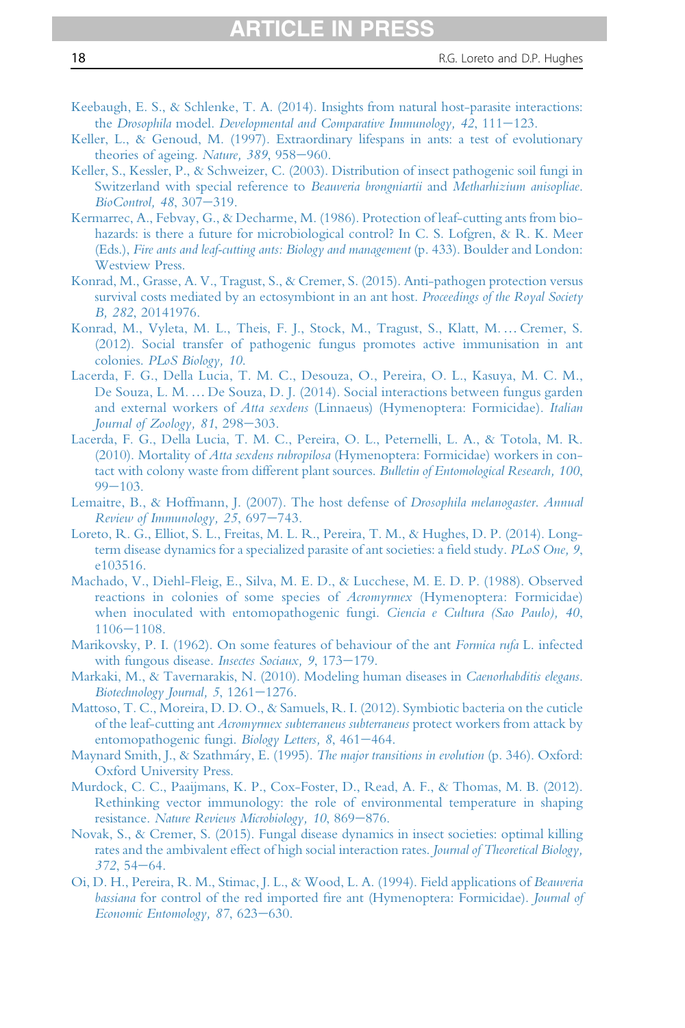Keebaugh, E. S., & Schlenke, T. A. (2014). Insights from natural host-parasite interactions: the *Drosophila* model. *Developmental and Comparative Immunology, 42*, 111–123.

Keller, L., & Genoud, M. (1997). Extraordinary lifespans in ants: a test of evolutionary theories of ageing. *Nature, 389*, 958–960.

Keller, S., Kessler, P., & Schweizer, C. (2003). Distribution of insect pathogenic soil fungi in Switzerland with special reference to *Beauveria brongniartii* and *Metharhizium anisopliae*. *BioControl, 48*, 307–319.

Kermarrec, A., Febvay, G., & Decharme, M. (1986). Protection of leaf-cutting ants from biohazards: is there a future for microbiological control? In C. S. Lofgren, & R. K. Meer (Eds.), *Fire ants and leaf-cutting ants: Biology and management* (p. 433). Boulder and London: Westview Press.

Konrad, M., Grasse, A. V., Tragust, S., & Cremer, S. (2015). Anti-pathogen protection versus survival costs mediated by an ectosymbiont in an ant host. *Proceedings of the Royal Society B, 282*, 20141976.

Konrad, M., Vyleta, M. L., Theis, F. J., Stock, M., Tragust, S., Klatt, M. … Cremer, S. (2012). Social transfer of pathogenic fungus promotes active immunisation in ant colonies. *PLoS Biology, 10*.

Lacerda, F. G., Della Lucia, T. M. C., Desouza, O., Pereira, O. L., Kasuya, M. C. M., De Souza, L. M. … De Souza, D. J. (2014). Social interactions between fungus garden and external workers of *Atta sexdens* (Linnaeus) (Hymenoptera: Formicidae). *Italian Journal of Zoology, 81*, 298–303.

Lacerda, F. G., Della Lucia, T. M. C., Pereira, O. L., Peternelli, L. A., & Totola, M. R. (2010). Mortality of *Atta sexdens rubropilosa* (Hymenoptera: Formicidae) workers in contact with colony waste from different plant sources. *Bulletin of Entomological Research, 100*, 99–103.

Lemaitre, B., & Hoffmann, J. (2007). The host defense of *Drosophila melanogaster*. *Annual Review of Immunology, 25*, 697–743.

Loreto, R. G., Elliot, S. L., Freitas, M. L. R., Pereira, T. M., & Hughes, D. P. (2014). Long-term disease dynamics for a specialized parasite of ant societies: a field study. *PLoS One, 9*, e103516.

Machado, V., Diehl-Fleig, E., Silva, M. E. D., & Lucchese, M. E. D. P. (1988). Observed reactions in colonies of some species of *Acromyrmex* (Hymenoptera: Formicidae) when inoculated with entomopathogenic fungi. *Ciencia e Cultura (Sao Paulo), 40*, 1106–1108.

Marikovsky, P. I. (1962). On some features of behaviour of the ant *Formica rufa* L. infected with fungous disease. *Insectes Sociaux, 9*, 173–179.

Markaki, M., & Tavernarakis, N. (2010). Modeling human diseases in *Caenorhabditis elegans*. *Biotechnology Journal, 5*, 1261–1276.

Mattoso, T. C., Moreira, D. D. O., & Samuels, R. I. (2012). Symbiotic bacteria on the cuticle of the leaf-cutting ant *Acromyrmex subterraneus subterraneus* protect workers from attack by entomopathogenic fungi. *Biology Letters, 8*, 461–464.

Maynard Smith, J., & Szathmáry, E. (1995). *The major transitions in evolution* (p. 346). Oxford: Oxford University Press.

Murdock, C. C., Paaijmans, K. P., Cox-Foster, D., Read, A. F., & Thomas, M. B. (2012). Rethinking vector immunology: the role of environmental temperature in shaping resistance. *Nature Reviews Microbiology, 10*, 869–876.

Novak, S., & Cremer, S. (2015). Fungal disease dynamics in insect societies: optimal killing rates and the ambivalent effect of high social interaction rates. *Journal of Theoretical Biology, 372*, 54–64.

Oi, D. H., Pereira, R. M., Stimac, J. L., & Wood, L. A. (1994). Field applications of *Beauveria bassiana* for control of the red imported fire ant (Hymenoptera: Formicidae). *Journal of Economic Entomology, 87*, 623–630.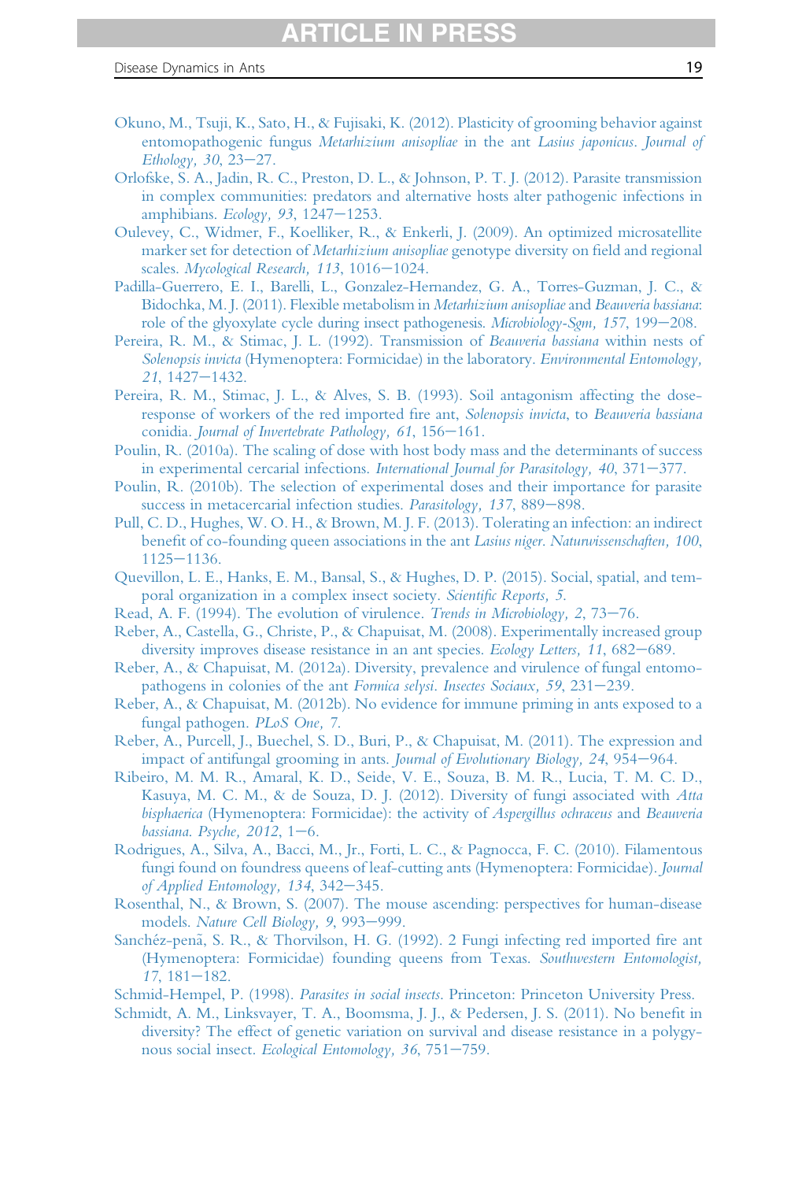Okuno, M., Tsuji, K., Sato, H., & Fujisaki, K. (2012). Plasticity of grooming behavior against entomopathogenic fungus *Metarhizium anisopliae* in the ant *Lasius japonicus*. *Journal of Ethology, 30*, 23–27.

Orlofske, S. A., Jadin, R. C., Preston, D. L., & Johnson, P. T. J. (2012). Parasite transmission in complex communities: predators and alternative hosts alter pathogenic infections in amphibians. *Ecology, 93*, 1247–1253.

Oulevey, C., Widmer, F., Koelliker, R., & Enkerli, J. (2009). An optimized microsatellite marker set for detection of *Metarhizium anisopliae* genotype diversity on field and regional scales. *Mycological Research, 113*, 1016–1024.

Padilla-Guerrero, E. I., Barelli, L., Gonzalez-Hernandez, G. A., Torres-Guzman, J. C., & Bidochka, M. J. (2011). Flexible metabolism in *Metarhizium anisopliae* and *Beauveria bassiana*: role of the glyoxylate cycle during insect pathogenesis. *Microbiology-Sgm, 157*, 199–208.

Pereira, R. M., & Stimac, J. L. (1992). Transmission of *Beauveria bassiana* within nests of *Solenopsis invicta* (Hymenoptera: Formicidae) in the laboratory. *Environmental Entomology, 21*, 1427–1432.

Pereira, R. M., Stimac, J. L., & Alves, S. B. (1993). Soil antagonism affecting the dose-response of workers of the red imported fire ant, *Solenopsis invicta*, to *Beauveria bassiana* conidia. *Journal of Invertebrate Pathology, 61*, 156–161.

Poulin, R. (2010a). The scaling of dose with host body mass and the determinants of success in experimental cercarial infections. *International Journal for Parasitology, 40*, 371–377.

Poulin, R. (2010b). The selection of experimental doses and their importance for parasite success in metacercarial infection studies. *Parasitology, 137*, 889–898.

Pull, C. D., Hughes, W. O. H., & Brown, M. J. F. (2013). Tolerating an infection: an indirect benefit of co-founding queen associations in the ant *Lasius niger*. *Naturwissenschaften, 100*, 1125–1136.

Quevillon, L. E., Hanks, E. M., Bansal, S., & Hughes, D. P. (2015). Social, spatial, and temporal organization in a complex insect society. *Scientific Reports, 5*.

Read, A. F. (1994). The evolution of virulence. *Trends in Microbiology, 2*, 73–76.

Reber, A., Castella, G., Christe, P., & Chapuisat, M. (2008). Experimentally increased group diversity improves disease resistance in an ant species. *Ecology Letters, 11*, 682–689.

Reber, A., & Chapuisat, M. (2012a). Diversity, prevalence and virulence of fungal entomopathogens in colonies of the ant *Formica selysi*. *Insectes Sociaux, 59*, 231–239.

Reber, A., & Chapuisat, M. (2012b). No evidence for immune priming in ants exposed to a fungal pathogen. *PLoS One, 7*.

Reber, A., Purcell, J., Buechel, S. D., Buri, P., & Chapuisat, M. (2011). The expression and impact of antifungal grooming in ants. *Journal of Evolutionary Biology, 24*, 954–964.

Ribeiro, M. M. R., Amaral, K. D., Seide, V. E., Souza, B. M. R., Lucia, T. M. C. D., Kasuya, M. C. M., & de Souza, D. J. (2012). Diversity of fungi associated with *Atta bisphaerica* (Hymenoptera: Formicidae): the activity of *Aspergillus ochraceus* and *Beauveria bassiana*. *Psyche, 2012*, 1–6.

Rodrigues, A., Silva, A., Bacci, M., Jr., Forti, L. C., & Pagnocca, F. C. (2010). Filamentous fungi found on foundress queens of leaf-cutting ants (Hymenoptera: Formicidae). *Journal of Applied Entomology, 134*, 342–345.

Rosenthal, N., & Brown, S. (2007). The mouse ascending: perspectives for human-disease models. *Nature Cell Biology, 9*, 993–999.

Sanchéz-penã, S. R., & Thorvilson, H. G. (1992). 2 Fungi infecting red imported fire ant (Hymenoptera: Formicidae) founding queens from Texas. *Southwestern Entomologist, 17*, 181–182.

Schmid-Hempel, P. (1998). *Parasites in social insects*. Princeton: Princeton University Press.

Schmidt, A. M., Linksvayer, T. A., Boomsma, J. J., & Pedersen, J. S. (2011). No benefit in diversity? The effect of genetic variation on survival and disease resistance in a polygynous social insect. *Ecological Entomology, 36*, 751–759.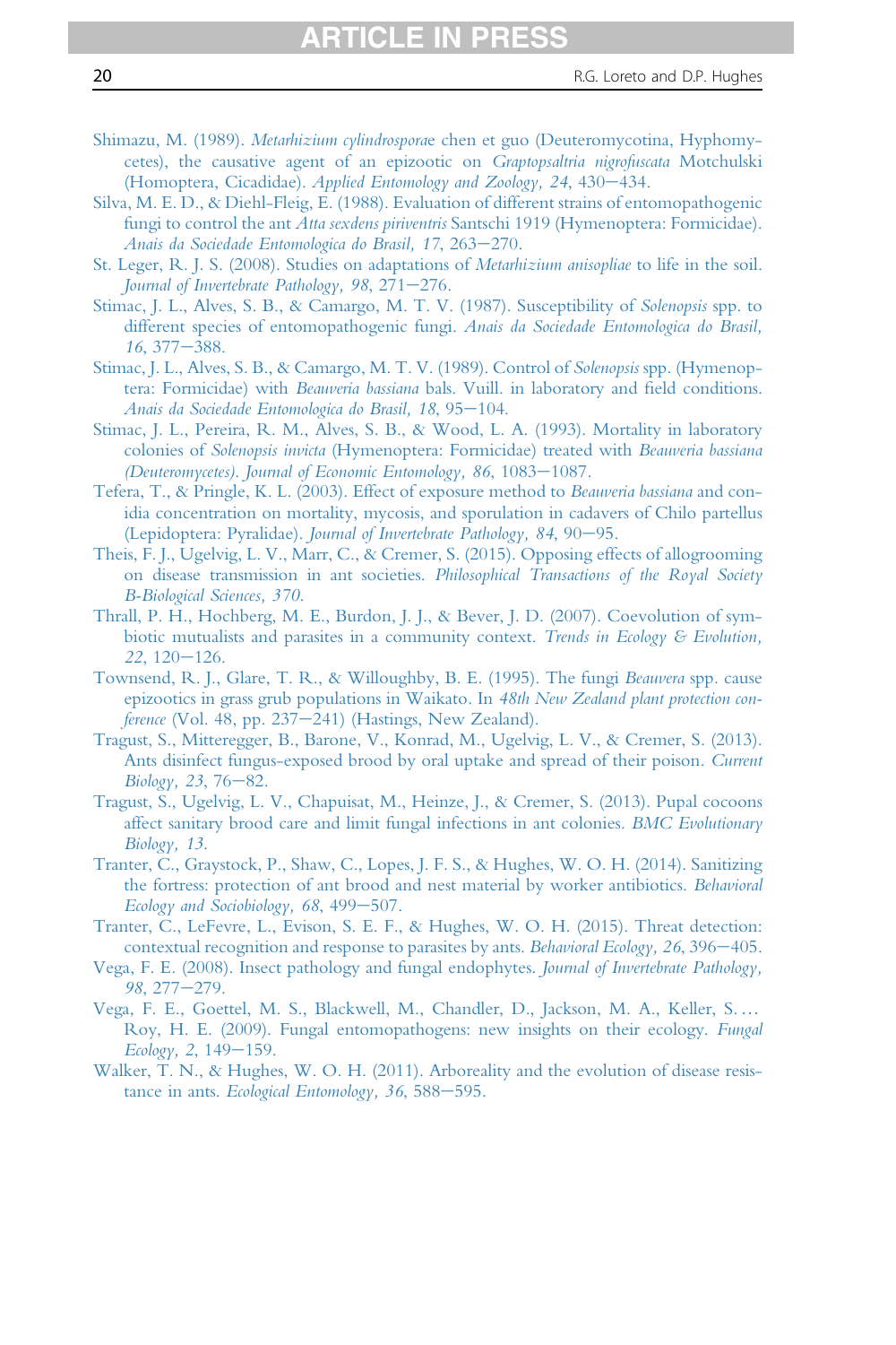Shimazu, M. (1989). *Metarhizium cylindrosporae* chen et guo (Deuteromycotina, Hyphomycetes), the causative agent of an epizootic on *Graptopsaltria nigrofuscata* Motchulski (Homoptera, Cicadidae). *Applied Entomology and Zoology, 24*, 430–434.

Silva, M. E. D., & Diehl-Fleig, E. (1988). Evaluation of different strains of entomopathogenic fungi to control the ant *Atta sexdens piriventris* Santschi 1919 (Hymenoptera: Formicidae). *Anais da Sociedade Entomologica do Brasil, 17*, 263–270.

St. Leger, R. J. S. (2008). Studies on adaptations of *Metarhizium anisopliae* to life in the soil. *Journal of Invertebrate Pathology, 98*, 271–276.

Stimac, J. L., Alves, S. B., & Camargo, M. T. V. (1987). Susceptibility of *Solenopsis* spp. to different species of entomopathogenic fungi. *Anais da Sociedade Entomologica do Brasil, 16*, 377–388.

Stimac, J. L., Alves, S. B., & Camargo, M. T. V. (1989). Control of *Solenopsis* spp. (Hymenoptera: Formicidae) with *Beauveria bassiana* bals. Vuill. in laboratory and field conditions. *Anais da Sociedade Entomologica do Brasil, 18*, 95–104.

Stimac, J. L., Pereira, R. M., Alves, S. B., & Wood, L. A. (1993). Mortality in laboratory colonies of *Solenopsis invicta* (Hymenoptera: Formicidae) treated with *Beauveria bassiana (Deuteromycetes)*. *Journal of Economic Entomology, 86*, 1083–1087.

Tefera, T., & Pringle, K. L. (2003). Effect of exposure method to *Beauveria bassiana* and conidia concentration on mortality, mycosis, and sporulation in cadavers of Chilo partellus (Lepidoptera: Pyralidae). *Journal of Invertebrate Pathology, 84*, 90–95.

Theis, F. J., Ugelvig, L. V., Marr, C., & Cremer, S. (2015). Opposing effects of allogrooming on disease transmission in ant societies. *Philosophical Transactions of the Royal Society B-Biological Sciences, 370*.

Thrall, P. H., Hochberg, M. E., Burdon, J. J., & Bever, J. D. (2007). Coevolution of symbiotic mutualists and parasites in a community context. *Trends in Ecology & Evolution, 22*, 120–126.

Townsend, R. J., Glare, T. R., & Willoughby, B. E. (1995). The fungi *Beauvera* spp. cause epizootics in grass grub populations in Waikato. In *48th New Zealand plant protection conference* (Vol. 48, pp. 237–241) (Hastings, New Zealand).

Tragust, S., Mitteregger, B., Barone, V., Konrad, M., Ugelvig, L. V., & Cremer, S. (2013). Ants disinfect fungus-exposed brood by oral uptake and spread of their poison. *Current Biology, 23*, 76–82.

Tragust, S., Ugelvig, L. V., Chapuisat, M., Heinze, J., & Cremer, S. (2013). Pupal cocoons affect sanitary brood care and limit fungal infections in ant colonies. *BMC Evolutionary Biology, 13*.

Tranter, C., Graystock, P., Shaw, C., Lopes, J. F. S., & Hughes, W. O. H. (2014). Sanitizing the fortress: protection of ant brood and nest material by worker antibiotics. *Behavioral Ecology and Sociobiology, 68*, 499–507.

Tranter, C., LeFevre, L., Evison, S. E. F., & Hughes, W. O. H. (2015). Threat detection: contextual recognition and response to parasites by ants. *Behavioral Ecology, 26*, 396–405.

Vega, F. E. (2008). Insect pathology and fungal endophytes. *Journal of Invertebrate Pathology, 98*, 277–279.

Vega, F. E., Goettel, M. S., Blackwell, M., Chandler, D., Jackson, M. A., Keller, S. … Roy, H. E. (2009). Fungal entomopathogens: new insights on their ecology. *Fungal Ecology, 2*, 149–159.

Walker, T. N., & Hughes, W. O. H. (2011). Arboreality and the evolution of disease resistance in ants. *Ecological Entomology, 36*, 588–595.